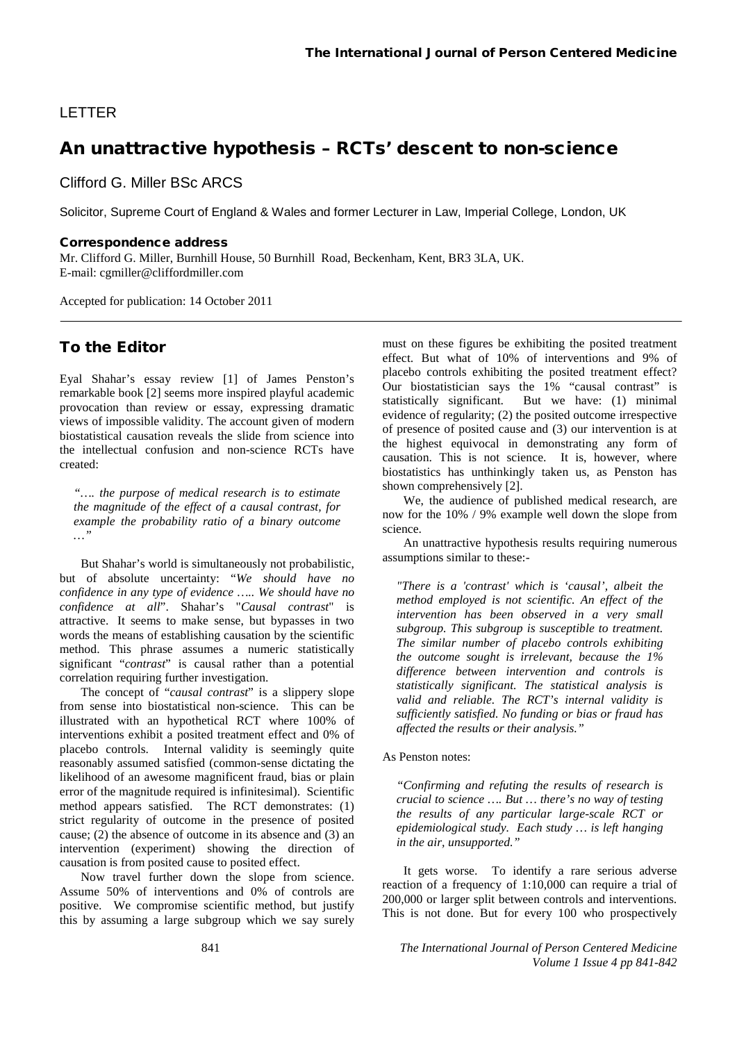LETTER

# An unattractive hypothesis – RCTs' descent to non-science

Clifford G. Miller BSc ARCS

Solicitor, Supreme Court of England & Wales and former Lecturer in Law, Imperial College, London, UK

**Correspondence address**

Mr. Clifford G. Miller, Burnhill House, 50 Burnhill Road, Beckenham, Kent, BR3 3LA, UK.
E-mail: cgmiller@cliffordmiller.com

Accepted for publication: 14 October 2011

## To the Editor

Eyal Shahar's essay review [1] of James Penston's remarkable book [2] seems more inspired playful academic provocation than review or essay, expressing dramatic views of impossible validity. The account given of modern biostatistical causation reveals the slide from science into the intellectual confusion and non-science RCTs have created:

> *"…. the purpose of medical research is to estimate the magnitude of the effect of a causal contrast, for example the probability ratio of a binary outcome …"*

But Shahar's world is simultaneously not probabilistic, but of absolute uncertainty: "*We should have no confidence in any type of evidence ….. We should have no confidence at all*". Shahar's "*Causal contrast*" is attractive. It seems to make sense, but bypasses in two words the means of establishing causation by the scientific method. This phrase assumes a numeric statistically significant "*contrast*" is causal rather than a potential correlation requiring further investigation.

The concept of "*causal contrast*" is a slippery slope from sense into biostatistical non-science. This can be illustrated with an hypothetical RCT where 100% of interventions exhibit a posited treatment effect and 0% of placebo controls. Internal validity is seemingly quite reasonably assumed satisfied (common-sense dictating the likelihood of an awesome magnificent fraud, bias or plain error of the magnitude required is infinitesimal). Scientific method appears satisfied. The RCT demonstrates: (1) strict regularity of outcome in the presence of posited cause; (2) the absence of outcome in its absence and (3) an intervention (experiment) showing the direction of causation is from posited cause to posited effect.

Now travel further down the slope from science. Assume 50% of interventions and 0% of controls are positive. We compromise scientific method, but justify this by assuming a large subgroup which we say surely must on these figures be exhibiting the posited treatment effect. But what of 10% of interventions and 9% of placebo controls exhibiting the posited treatment effect? Our biostatistician says the 1% "causal contrast" is statistically significant. But we have: (1) minimal evidence of regularity; (2) the posited outcome irrespective of presence of posited cause and (3) our intervention is at the highest equivocal in demonstrating any form of causation. This is not science. It is, however, where biostatistics has unthinkingly taken us, as Penston has shown comprehensively [2].

We, the audience of published medical research, are now for the 10% / 9% example well down the slope from science.

An unattractive hypothesis results requiring numerous assumptions similar to these:-

> *"There is a 'contrast' which is 'causal', albeit the method employed is not scientific. An effect of the intervention has been observed in a very small subgroup. This subgroup is susceptible to treatment. The similar number of placebo controls exhibiting the outcome sought is irrelevant, because the 1% difference between intervention and controls is statistically significant. The statistical analysis is valid and reliable. The RCT's internal validity is sufficiently satisfied. No funding or bias or fraud has affected the results or their analysis."*

As Penston notes:

> *"Confirming and refuting the results of research is crucial to science …. But … there's no way of testing the results of any particular large-scale RCT or epidemiological study. Each study … is left hanging in the air, unsupported."*

It gets worse. To identify a rare serious adverse reaction of a frequency of 1:10,000 can require a trial of 200,000 or larger split between controls and interventions. This is not done. But for every 100 who prospectively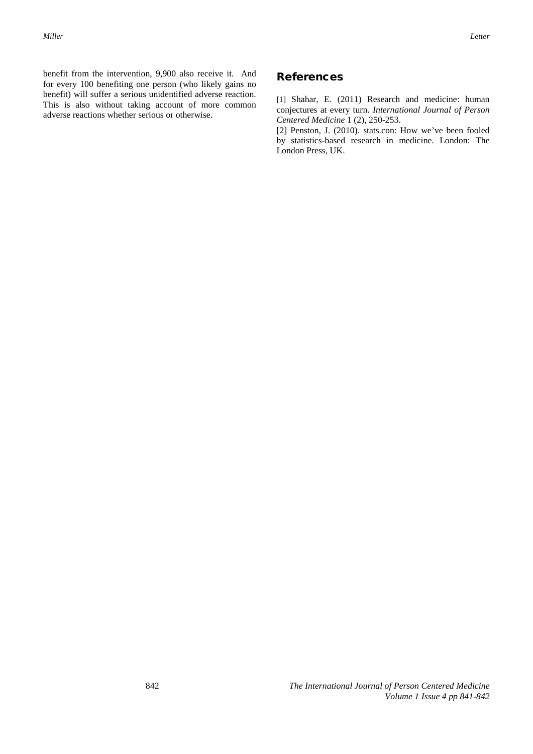benefit from the intervention, 9,900 also receive it. And for every 100 benefiting one person (who likely gains no benefit) will suffer a serious unidentified adverse reaction. This is also without taking account of more common adverse reactions whether serious or otherwise.

## References

[1] Shahar, E. (2011) Research and medicine: human conjectures at every turn. *International Journal of Person Centered Medicine* 1 (2), 250-253.

[2] Penston, J. (2010). stats.con: How we've been fooled by statistics-based research in medicine. London: The London Press, UK.